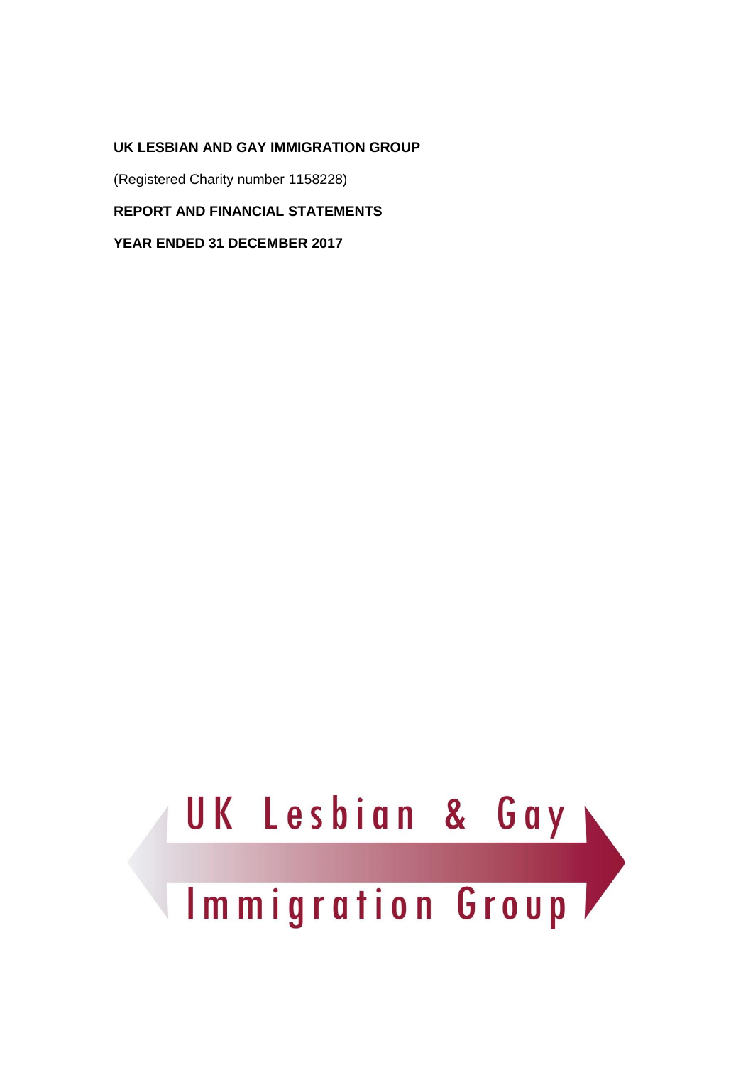**UK LESBIAN AND GAY IMMIGRATION GROUP**

(Registered Charity number 1158228)

**REPORT AND FINANCIAL STATEMENTS**

**YEAR ENDED 31 DECEMBER 2017**

UK Lesbian & Gay

Immigration Group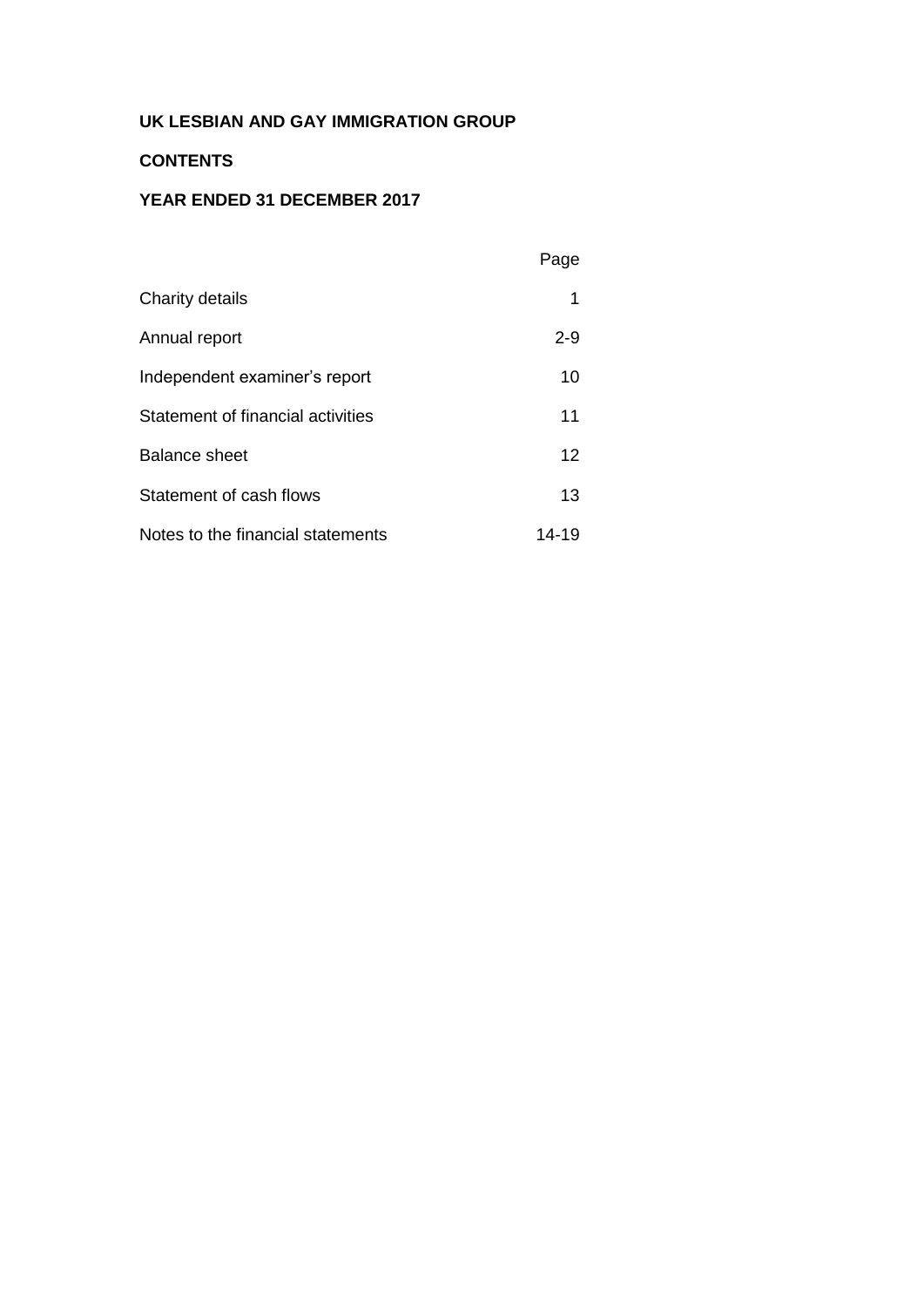**UK LESBIAN AND GAY IMMIGRATION GROUP**

**CONTENTS**

**YEAR ENDED 31 DECEMBER 2017**

| | Page |
|---|---|
| Charity details | 1 |
| Annual report | 2-9 |
| Independent examiner's report | 10 |
| Statement of financial activities | 11 |
| Balance sheet | 12 |
| Statement of cash flows | 13 |
| Notes to the financial statements | 14-19 |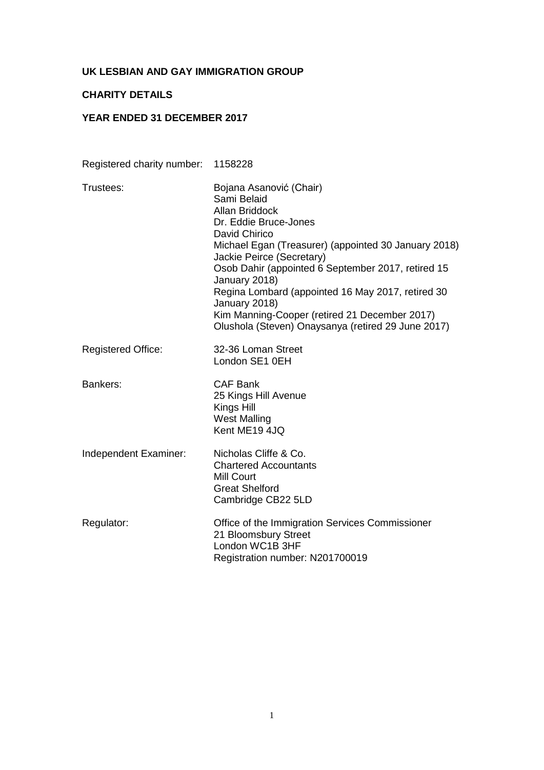**UK LESBIAN AND GAY IMMIGRATION GROUP**

**CHARITY DETAILS**

**YEAR ENDED 31 DECEMBER 2017**

| | |
|---|---|
| Registered charity number: | 1158228 |
| Trustees: | Bojana Asanović (Chair)<br>Sami Belaid<br>Allan Briddock<br>Dr. Eddie Bruce-Jones<br>David Chirico<br>Michael Egan (Treasurer) (appointed 30 January 2018)<br>Jackie Peirce (Secretary)<br>Osob Dahir (appointed 6 September 2017, retired 15 January 2018)<br>Regina Lombard (appointed 16 May 2017, retired 30 January 2018)<br>Kim Manning-Cooper (retired 21 December 2017)<br>Olushola (Steven) Onaysanya (retired 29 June 2017) |
| Registered Office: | 32-36 Loman Street<br>London SE1 0EH |
| Bankers: | CAF Bank<br>25 Kings Hill Avenue<br>Kings Hill<br>West Malling<br>Kent ME19 4JQ |
| Independent Examiner: | Nicholas Cliffe & Co.<br>Chartered Accountants<br>Mill Court<br>Great Shelford<br>Cambridge CB22 5LD |
| Regulator: | Office of the Immigration Services Commissioner<br>21 Bloomsbury Street<br>London WC1B 3HF<br>Registration number: N201700019 |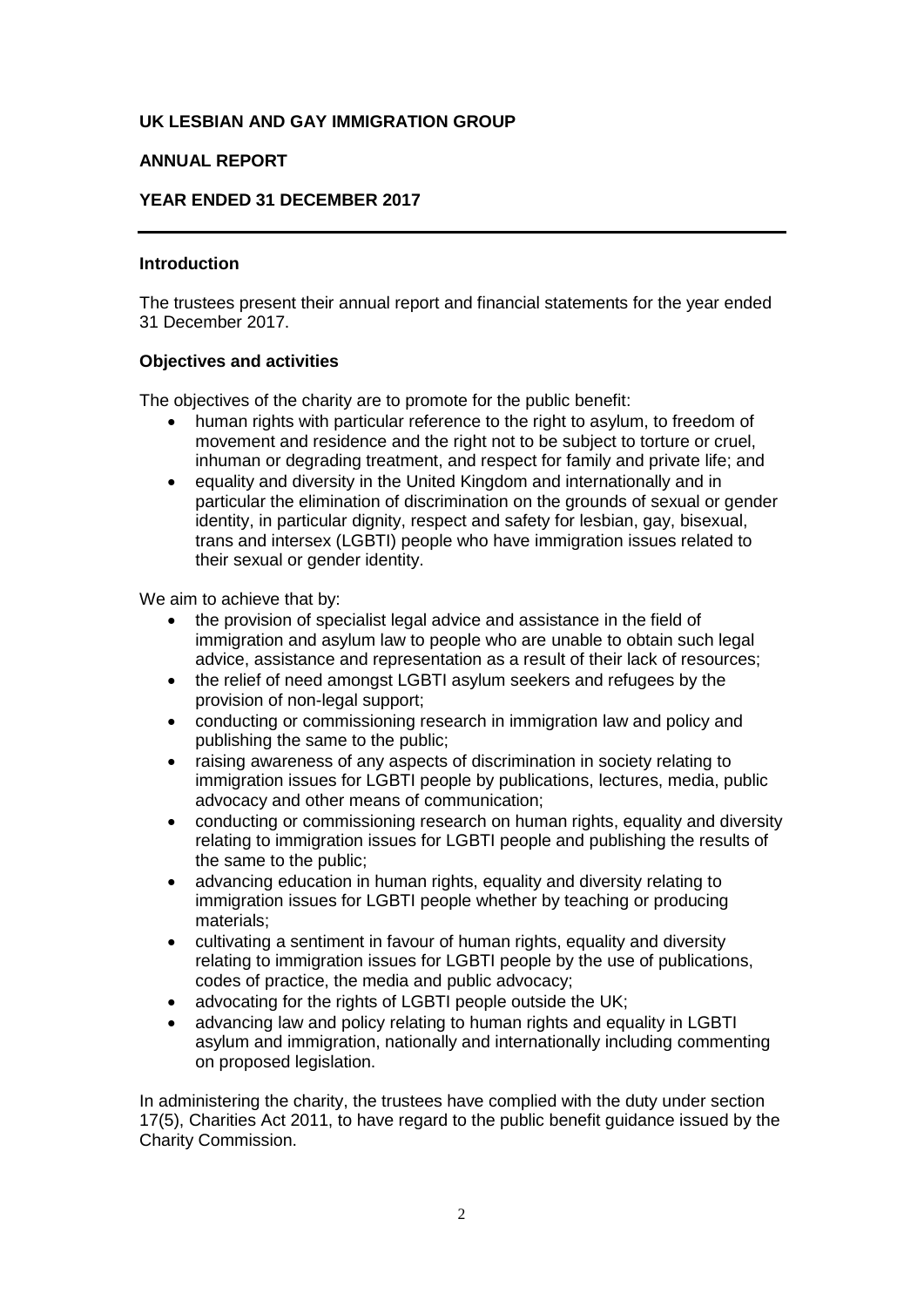**UK LESBIAN AND GAY IMMIGRATION GROUP**

**ANNUAL REPORT**

**YEAR ENDED 31 DECEMBER 2017**

---

### Introduction

The trustees present their annual report and financial statements for the year ended 31 December 2017.

### Objectives and activities

The objectives of the charity are to promote for the public benefit:

- human rights with particular reference to the right to asylum, to freedom of movement and residence and the right not to be subject to torture or cruel, inhuman or degrading treatment, and respect for family and private life; and
- equality and diversity in the United Kingdom and internationally and in particular the elimination of discrimination on the grounds of sexual or gender identity, in particular dignity, respect and safety for lesbian, gay, bisexual, trans and intersex (LGBTI) people who have immigration issues related to their sexual or gender identity.

We aim to achieve that by:

- the provision of specialist legal advice and assistance in the field of immigration and asylum law to people who are unable to obtain such legal advice, assistance and representation as a result of their lack of resources;
- the relief of need amongst LGBTI asylum seekers and refugees by the provision of non-legal support;
- conducting or commissioning research in immigration law and policy and publishing the same to the public;
- raising awareness of any aspects of discrimination in society relating to immigration issues for LGBTI people by publications, lectures, media, public advocacy and other means of communication;
- conducting or commissioning research on human rights, equality and diversity relating to immigration issues for LGBTI people and publishing the results of the same to the public;
- advancing education in human rights, equality and diversity relating to immigration issues for LGBTI people whether by teaching or producing materials;
- cultivating a sentiment in favour of human rights, equality and diversity relating to immigration issues for LGBTI people by the use of publications, codes of practice, the media and public advocacy;
- advocating for the rights of LGBTI people outside the UK;
- advancing law and policy relating to human rights and equality in LGBTI asylum and immigration, nationally and internationally including commenting on proposed legislation.

In administering the charity, the trustees have complied with the duty under section 17(5), Charities Act 2011, to have regard to the public benefit guidance issued by the Charity Commission.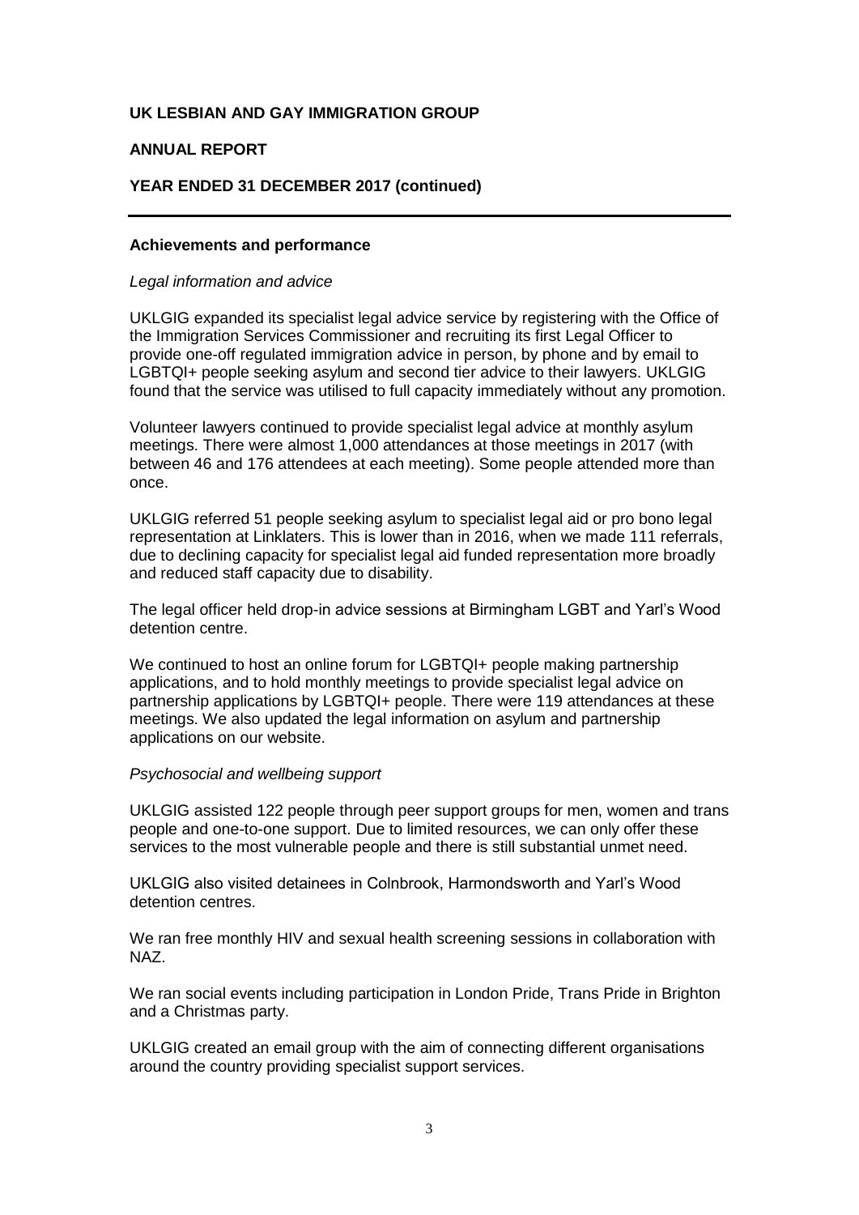**UK LESBIAN AND GAY IMMIGRATION GROUP**

**ANNUAL REPORT**

**YEAR ENDED 31 DECEMBER 2017 (continued)**

---

**Achievements and performance**

*Legal information and advice*

UKLGIG expanded its specialist legal advice service by registering with the Office of the Immigration Services Commissioner and recruiting its first Legal Officer to provide one-off regulated immigration advice in person, by phone and by email to LGBTQI+ people seeking asylum and second tier advice to their lawyers. UKLGIG found that the service was utilised to full capacity immediately without any promotion.

Volunteer lawyers continued to provide specialist legal advice at monthly asylum meetings. There were almost 1,000 attendances at those meetings in 2017 (with between 46 and 176 attendees at each meeting). Some people attended more than once.

UKLGIG referred 51 people seeking asylum to specialist legal aid or pro bono legal representation at Linklaters. This is lower than in 2016, when we made 111 referrals, due to declining capacity for specialist legal aid funded representation more broadly and reduced staff capacity due to disability.

The legal officer held drop-in advice sessions at Birmingham LGBT and Yarl's Wood detention centre.

We continued to host an online forum for LGBTQI+ people making partnership applications, and to hold monthly meetings to provide specialist legal advice on partnership applications by LGBTQI+ people. There were 119 attendances at these meetings. We also updated the legal information on asylum and partnership applications on our website.

*Psychosocial and wellbeing support*

UKLGIG assisted 122 people through peer support groups for men, women and trans people and one-to-one support. Due to limited resources, we can only offer these services to the most vulnerable people and there is still substantial unmet need.

UKLGIG also visited detainees in Colnbrook, Harmondsworth and Yarl's Wood detention centres.

We ran free monthly HIV and sexual health screening sessions in collaboration with NAZ.

We ran social events including participation in London Pride, Trans Pride in Brighton and a Christmas party.

UKLGIG created an email group with the aim of connecting different organisations around the country providing specialist support services.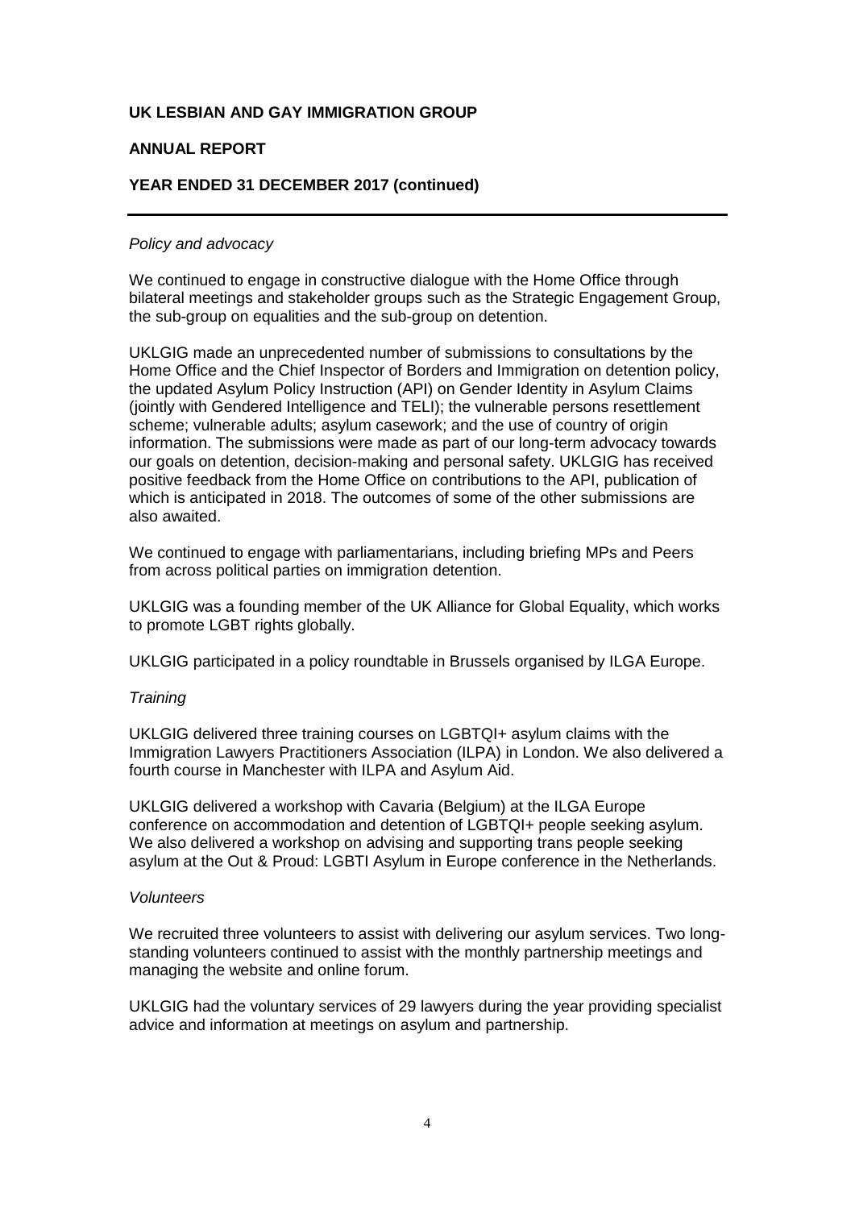**UK LESBIAN AND GAY IMMIGRATION GROUP**

**ANNUAL REPORT**

**YEAR ENDED 31 DECEMBER 2017 (continued)**

---

*Policy and advocacy*

We continued to engage in constructive dialogue with the Home Office through bilateral meetings and stakeholder groups such as the Strategic Engagement Group, the sub-group on equalities and the sub-group on detention.

UKLGIG made an unprecedented number of submissions to consultations by the Home Office and the Chief Inspector of Borders and Immigration on detention policy, the updated Asylum Policy Instruction (API) on Gender Identity in Asylum Claims (jointly with Gendered Intelligence and TELI); the vulnerable persons resettlement scheme; vulnerable adults; asylum casework; and the use of country of origin information. The submissions were made as part of our long-term advocacy towards our goals on detention, decision-making and personal safety. UKLGIG has received positive feedback from the Home Office on contributions to the API, publication of which is anticipated in 2018. The outcomes of some of the other submissions are also awaited.

We continued to engage with parliamentarians, including briefing MPs and Peers from across political parties on immigration detention.

UKLGIG was a founding member of the UK Alliance for Global Equality, which works to promote LGBT rights globally.

UKLGIG participated in a policy roundtable in Brussels organised by ILGA Europe.

*Training*

UKLGIG delivered three training courses on LGBTQI+ asylum claims with the Immigration Lawyers Practitioners Association (ILPA) in London. We also delivered a fourth course in Manchester with ILPA and Asylum Aid.

UKLGIG delivered a workshop with Cavaria (Belgium) at the ILGA Europe conference on accommodation and detention of LGBTQI+ people seeking asylum. We also delivered a workshop on advising and supporting trans people seeking asylum at the Out & Proud: LGBTI Asylum in Europe conference in the Netherlands.

*Volunteers*

We recruited three volunteers to assist with delivering our asylum services. Two long-standing volunteers continued to assist with the monthly partnership meetings and managing the website and online forum.

UKLGIG had the voluntary services of 29 lawyers during the year providing specialist advice and information at meetings on asylum and partnership.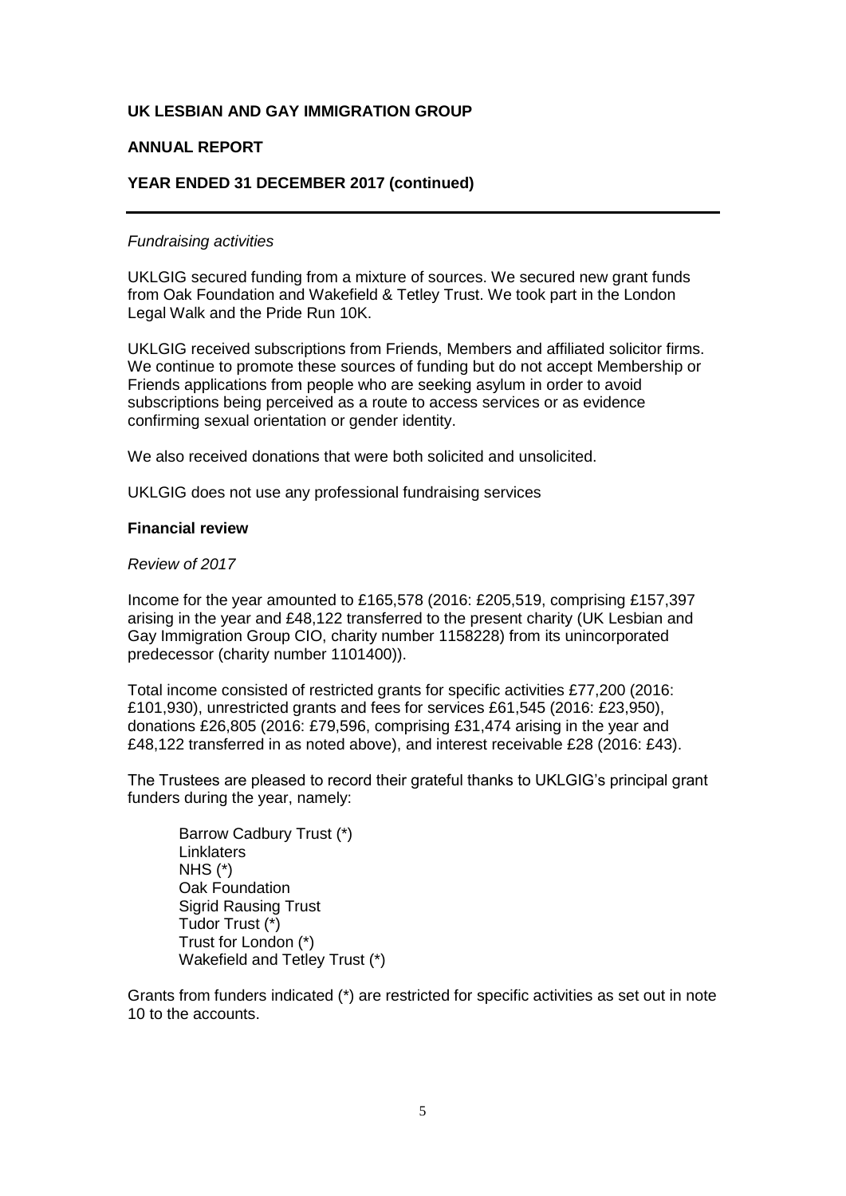*Fundraising activities*

UKLGIG secured funding from a mixture of sources. We secured new grant funds from Oak Foundation and Wakefield & Tetley Trust. We took part in the London Legal Walk and the Pride Run 10K.

UKLGIG received subscriptions from Friends, Members and affiliated solicitor firms. We continue to promote these sources of funding but do not accept Membership or Friends applications from people who are seeking asylum in order to avoid subscriptions being perceived as a route to access services or as evidence confirming sexual orientation or gender identity.

We also received donations that were both solicited and unsolicited.

UKLGIG does not use any professional fundraising services

**Financial review**

*Review of 2017*

Income for the year amounted to £165,578 (2016: £205,519, comprising £157,397 arising in the year and £48,122 transferred to the present charity (UK Lesbian and Gay Immigration Group CIO, charity number 1158228) from its unincorporated predecessor (charity number 1101400)).

Total income consisted of restricted grants for specific activities £77,200 (2016: £101,930), unrestricted grants and fees for services £61,545 (2016: £23,950), donations £26,805 (2016: £79,596, comprising £31,474 arising in the year and £48,122 transferred in as noted above), and interest receivable £28 (2016: £43).

The Trustees are pleased to record their grateful thanks to UKLGIG's principal grant funders during the year, namely:

Barrow Cadbury Trust (*)
Linklaters
NHS (*)
Oak Foundation
Sigrid Rausing Trust
Tudor Trust (*)
Trust for London (*)
Wakefield and Tetley Trust (*)

Grants from funders indicated (*) are restricted for specific activities as set out in note 10 to the accounts.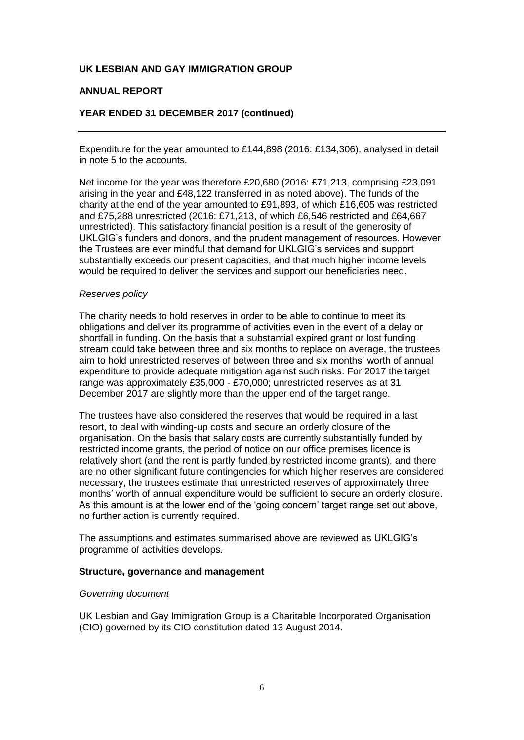Expenditure for the year amounted to £144,898 (2016: £134,306), analysed in detail in note 5 to the accounts.

Net income for the year was therefore £20,680 (2016: £71,213, comprising £23,091 arising in the year and £48,122 transferred in as noted above). The funds of the charity at the end of the year amounted to £91,893, of which £16,605 was restricted and £75,288 unrestricted (2016: £71,213, of which £6,546 restricted and £64,667 unrestricted). This satisfactory financial position is a result of the generosity of UKLGIG's funders and donors, and the prudent management of resources. However the Trustees are ever mindful that demand for UKLGIG's services and support substantially exceeds our present capacities, and that much higher income levels would be required to deliver the services and support our beneficiaries need.

*Reserves policy*

The charity needs to hold reserves in order to be able to continue to meet its obligations and deliver its programme of activities even in the event of a delay or shortfall in funding. On the basis that a substantial expired grant or lost funding stream could take between three and six months to replace on average, the trustees aim to hold unrestricted reserves of between three and six months' worth of annual expenditure to provide adequate mitigation against such risks. For 2017 the target range was approximately £35,000 - £70,000; unrestricted reserves as at 31 December 2017 are slightly more than the upper end of the target range.

The trustees have also considered the reserves that would be required in a last resort, to deal with winding-up costs and secure an orderly closure of the organisation. On the basis that salary costs are currently substantially funded by restricted income grants, the period of notice on our office premises licence is relatively short (and the rent is partly funded by restricted income grants), and there are no other significant future contingencies for which higher reserves are considered necessary, the trustees estimate that unrestricted reserves of approximately three months' worth of annual expenditure would be sufficient to secure an orderly closure. As this amount is at the lower end of the 'going concern' target range set out above, no further action is currently required.

The assumptions and estimates summarised above are reviewed as UKLGIG's programme of activities develops.

## Structure, governance and management

*Governing document*

UK Lesbian and Gay Immigration Group is a Charitable Incorporated Organisation (CIO) governed by its CIO constitution dated 13 August 2014.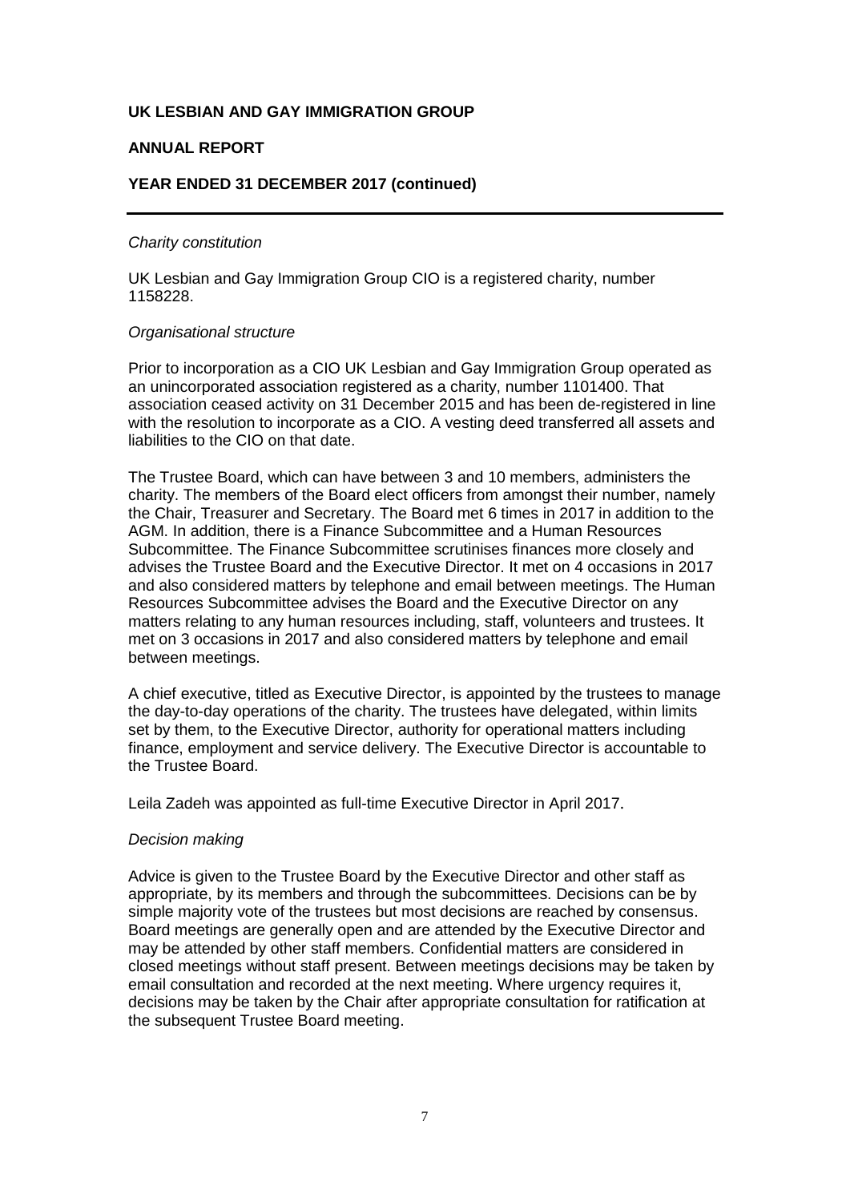*Charity constitution*

UK Lesbian and Gay Immigration Group CIO is a registered charity, number 1158228.

*Organisational structure*

Prior to incorporation as a CIO UK Lesbian and Gay Immigration Group operated as an unincorporated association registered as a charity, number 1101400. That association ceased activity on 31 December 2015 and has been de-registered in line with the resolution to incorporate as a CIO. A vesting deed transferred all assets and liabilities to the CIO on that date.

The Trustee Board, which can have between 3 and 10 members, administers the charity. The members of the Board elect officers from amongst their number, namely the Chair, Treasurer and Secretary. The Board met 6 times in 2017 in addition to the AGM. In addition, there is a Finance Subcommittee and a Human Resources Subcommittee. The Finance Subcommittee scrutinises finances more closely and advises the Trustee Board and the Executive Director. It met on 4 occasions in 2017 and also considered matters by telephone and email between meetings. The Human Resources Subcommittee advises the Board and the Executive Director on any matters relating to any human resources including, staff, volunteers and trustees. It met on 3 occasions in 2017 and also considered matters by telephone and email between meetings.

A chief executive, titled as Executive Director, is appointed by the trustees to manage the day-to-day operations of the charity. The trustees have delegated, within limits set by them, to the Executive Director, authority for operational matters including finance, employment and service delivery. The Executive Director is accountable to the Trustee Board.

Leila Zadeh was appointed as full-time Executive Director in April 2017.

*Decision making*

Advice is given to the Trustee Board by the Executive Director and other staff as appropriate, by its members and through the subcommittees. Decisions can be by simple majority vote of the trustees but most decisions are reached by consensus. Board meetings are generally open and are attended by the Executive Director and may be attended by other staff members. Confidential matters are considered in closed meetings without staff present. Between meetings decisions may be taken by email consultation and recorded at the next meeting. Where urgency requires it, decisions may be taken by the Chair after appropriate consultation for ratification at the subsequent Trustee Board meeting.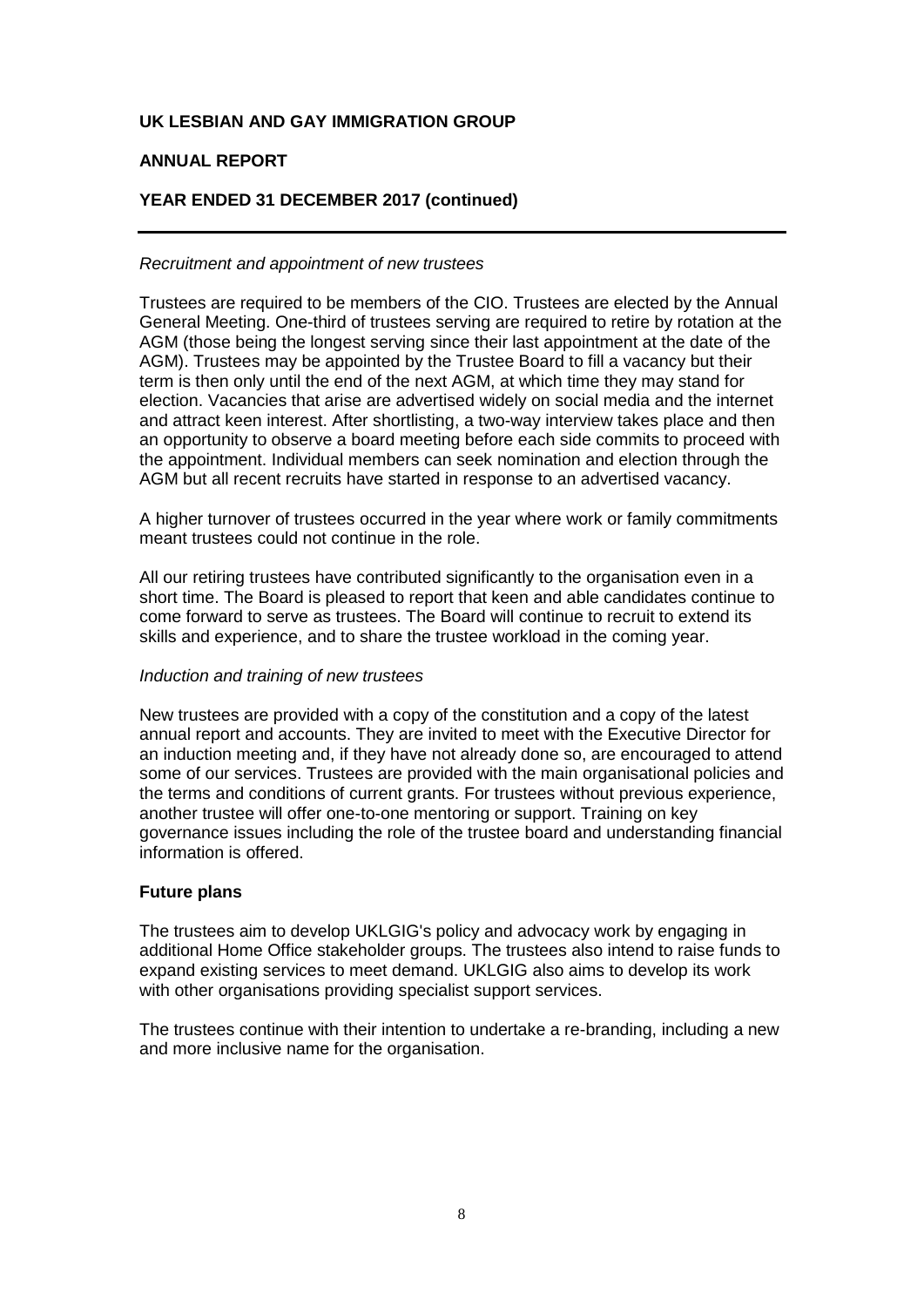*Recruitment and appointment of new trustees*

Trustees are required to be members of the CIO. Trustees are elected by the Annual General Meeting. One-third of trustees serving are required to retire by rotation at the AGM (those being the longest serving since their last appointment at the date of the AGM). Trustees may be appointed by the Trustee Board to fill a vacancy but their term is then only until the end of the next AGM, at which time they may stand for election. Vacancies that arise are advertised widely on social media and the internet and attract keen interest. After shortlisting, a two-way interview takes place and then an opportunity to observe a board meeting before each side commits to proceed with the appointment. Individual members can seek nomination and election through the AGM but all recent recruits have started in response to an advertised vacancy.

A higher turnover of trustees occurred in the year where work or family commitments meant trustees could not continue in the role.

All our retiring trustees have contributed significantly to the organisation even in a short time. The Board is pleased to report that keen and able candidates continue to come forward to serve as trustees. The Board will continue to recruit to extend its skills and experience, and to share the trustee workload in the coming year.

*Induction and training of new trustees*

New trustees are provided with a copy of the constitution and a copy of the latest annual report and accounts. They are invited to meet with the Executive Director for an induction meeting and, if they have not already done so, are encouraged to attend some of our services. Trustees are provided with the main organisational policies and the terms and conditions of current grants. For trustees without previous experience, another trustee will offer one-to-one mentoring or support. Training on key governance issues including the role of the trustee board and understanding financial information is offered.

**Future plans**

The trustees aim to develop UKLGIG's policy and advocacy work by engaging in additional Home Office stakeholder groups. The trustees also intend to raise funds to expand existing services to meet demand. UKLGIG also aims to develop its work with other organisations providing specialist support services.

The trustees continue with their intention to undertake a re-branding, including a new and more inclusive name for the organisation.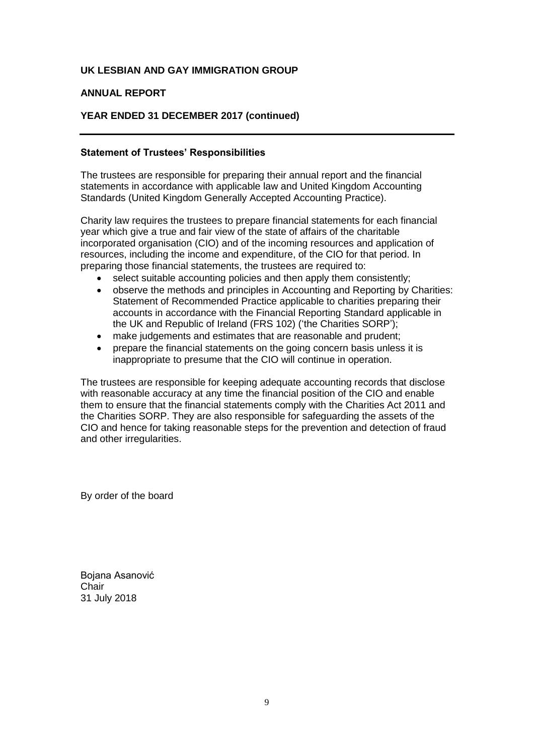**UK LESBIAN AND GAY IMMIGRATION GROUP**

**ANNUAL REPORT**

**YEAR ENDED 31 DECEMBER 2017 (continued)**

---

### Statement of Trustees' Responsibilities

The trustees are responsible for preparing their annual report and the financial statements in accordance with applicable law and United Kingdom Accounting Standards (United Kingdom Generally Accepted Accounting Practice).

Charity law requires the trustees to prepare financial statements for each financial year which give a true and fair view of the state of affairs of the charitable incorporated organisation (CIO) and of the incoming resources and application of resources, including the income and expenditure, of the CIO for that period. In preparing those financial statements, the trustees are required to:

- select suitable accounting policies and then apply them consistently;
- observe the methods and principles in Accounting and Reporting by Charities: Statement of Recommended Practice applicable to charities preparing their accounts in accordance with the Financial Reporting Standard applicable in the UK and Republic of Ireland (FRS 102) ('the Charities SORP');
- make judgements and estimates that are reasonable and prudent;
- prepare the financial statements on the going concern basis unless it is inappropriate to presume that the CIO will continue in operation.

The trustees are responsible for keeping adequate accounting records that disclose with reasonable accuracy at any time the financial position of the CIO and enable them to ensure that the financial statements comply with the Charities Act 2011 and the Charities SORP. They are also responsible for safeguarding the assets of the CIO and hence for taking reasonable steps for the prevention and detection of fraud and other irregularities.

By order of the board

Bojana Asanović  
Chair  
31 July 2018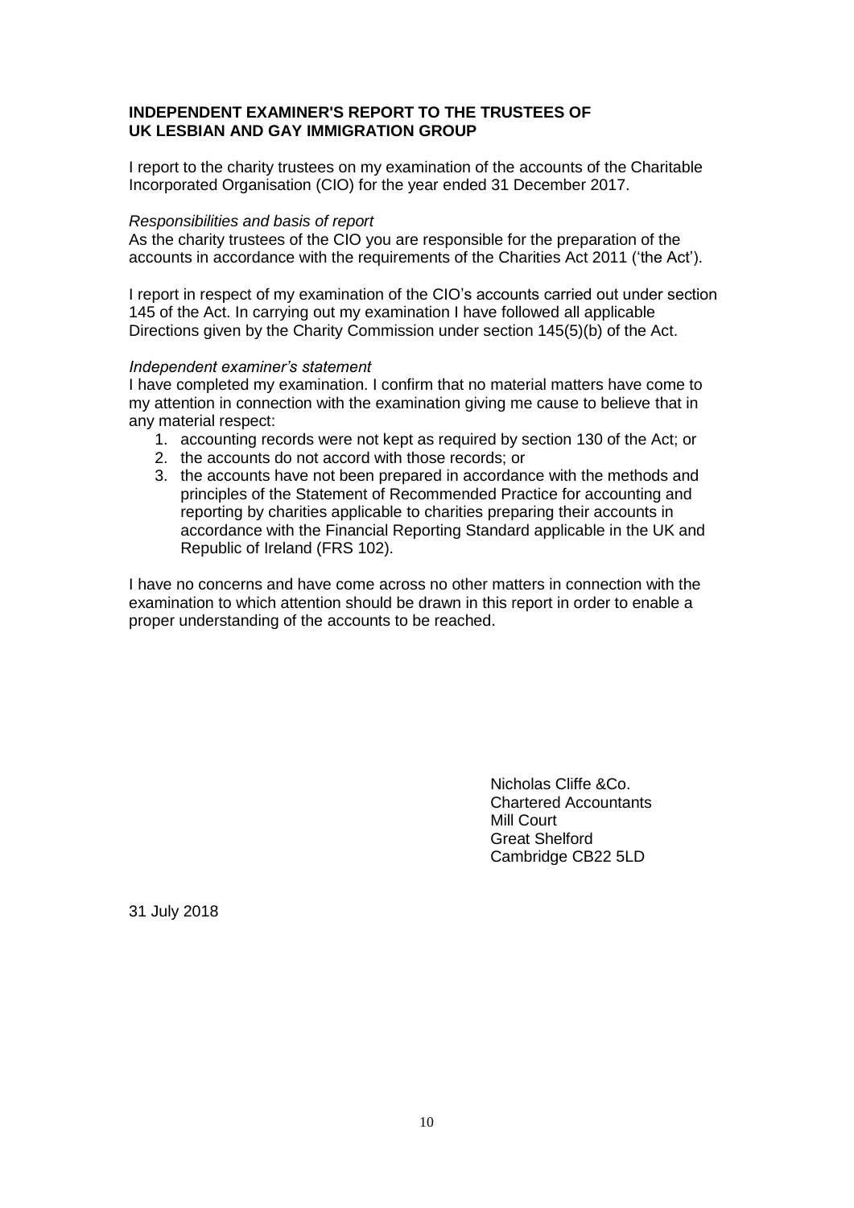**INDEPENDENT EXAMINER'S REPORT TO THE TRUSTEES OF UK LESBIAN AND GAY IMMIGRATION GROUP**

I report to the charity trustees on my examination of the accounts of the Charitable Incorporated Organisation (CIO) for the year ended 31 December 2017.

*Responsibilities and basis of report*
As the charity trustees of the CIO you are responsible for the preparation of the accounts in accordance with the requirements of the Charities Act 2011 ('the Act').

I report in respect of my examination of the CIO's accounts carried out under section 145 of the Act. In carrying out my examination I have followed all applicable Directions given by the Charity Commission under section 145(5)(b) of the Act.

*Independent examiner's statement*
I have completed my examination. I confirm that no material matters have come to my attention in connection with the examination giving me cause to believe that in any material respect:

1. accounting records were not kept as required by section 130 of the Act; or
2. the accounts do not accord with those records; or
3. the accounts have not been prepared in accordance with the methods and principles of the Statement of Recommended Practice for accounting and reporting by charities applicable to charities preparing their accounts in accordance with the Financial Reporting Standard applicable in the UK and Republic of Ireland (FRS 102).

I have no concerns and have come across no other matters in connection with the examination to which attention should be drawn in this report in order to enable a proper understanding of the accounts to be reached.

Nicholas Cliffe &Co.
Chartered Accountants
Mill Court
Great Shelford
Cambridge CB22 5LD

31 July 2018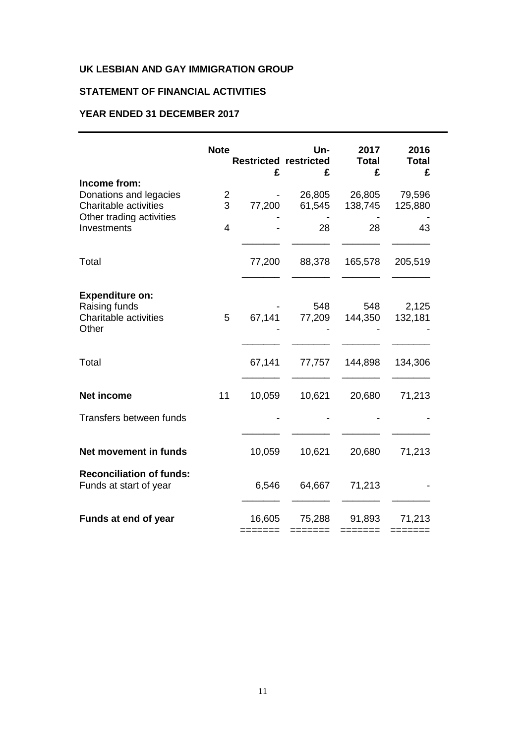**UK LESBIAN AND GAY IMMIGRATION GROUP**

**STATEMENT OF FINANCIAL ACTIVITIES**

**YEAR ENDED 31 DECEMBER 2017**

| | Note | Restricted £ | Un-restricted £ | 2017 Total £ | 2016 Total £ |
|---|---|---|---|---|---|
| **Income from:** | | | | | |
| Donations and legacies | 2 | - | 26,805 | 26,805 | 79,596 |
| Charitable activities | 3 | 77,200 | 61,545 | 138,745 | 125,880 |
| Other trading activities | | - | - | - | - |
| Investments | 4 | - | 28 | 28 | 43 |
| Total | | 77,200 | 88,378 | 165,578 | 205,519 |
| **Expenditure on:** | | | | | |
| Raising funds | | - | 548 | 548 | 2,125 |
| Charitable activities | 5 | 67,141 | 77,209 | 144,350 | 132,181 |
| Other | | - | - | - | - |
| Total | | 67,141 | 77,757 | 144,898 | 134,306 |
| **Net income** | 11 | 10,059 | 10,621 | 20,680 | 71,213 |
| Transfers between funds | | - | - | - | - |
| **Net movement in funds** | | 10,059 | 10,621 | 20,680 | 71,213 |
| **Reconciliation of funds:** | | | | | |
| Funds at start of year | | 6,546 | 64,667 | 71,213 | - |
| **Funds at end of year** | | 16,605 | 75,288 | 91,893 | 71,213 |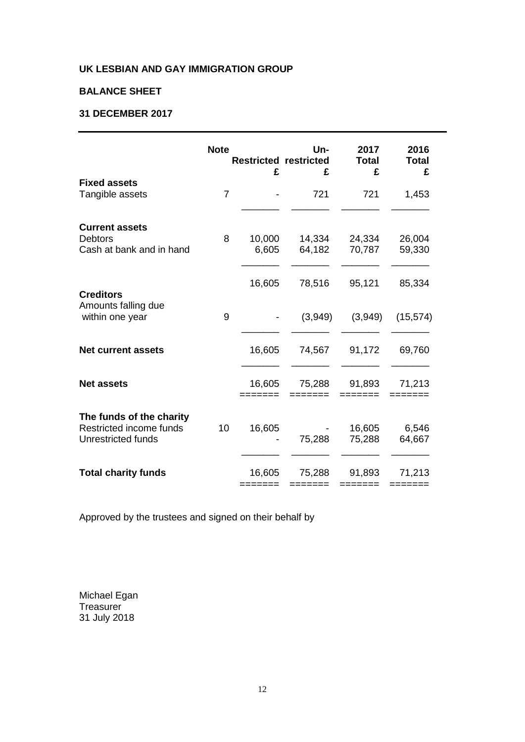**UK LESBIAN AND GAY IMMIGRATION GROUP**

**BALANCE SHEET**

**31 DECEMBER 2017**

| | Note | Restricted £ | Un-restricted £ | 2017 Total £ | 2016 Total £ |
|---|---|---|---|---|---|
| **Fixed assets** | | | | | |
| Tangible assets | 7 | - | 721 | 721 | 1,453 |
| **Current assets** | | | | | |
| Debtors | 8 | 10,000 | 14,334 | 24,334 | 26,004 |
| Cash at bank and in hand | | 6,605 | 64,182 | 70,787 | 59,330 |
| | | 16,605 | 78,516 | 95,121 | 85,334 |
| **Creditors** | | | | | |
| Amounts falling due within one year | 9 | - | (3,949) | (3,949) | (15,574) |
| **Net current assets** | | 16,605 | 74,567 | 91,172 | 69,760 |
| **Net assets** | | 16,605 | 75,288 | 91,893 | 71,213 |
| **The funds of the charity** | | | | | |
| Restricted income funds | 10 | 16,605 | - | 16,605 | 6,546 |
| Unrestricted funds | | - | 75,288 | 75,288 | 64,667 |
| **Total charity funds** | | 16,605 | 75,288 | 91,893 | 71,213 |

Approved by the trustees and signed on their behalf by

Michael Egan
Treasurer
31 July 2018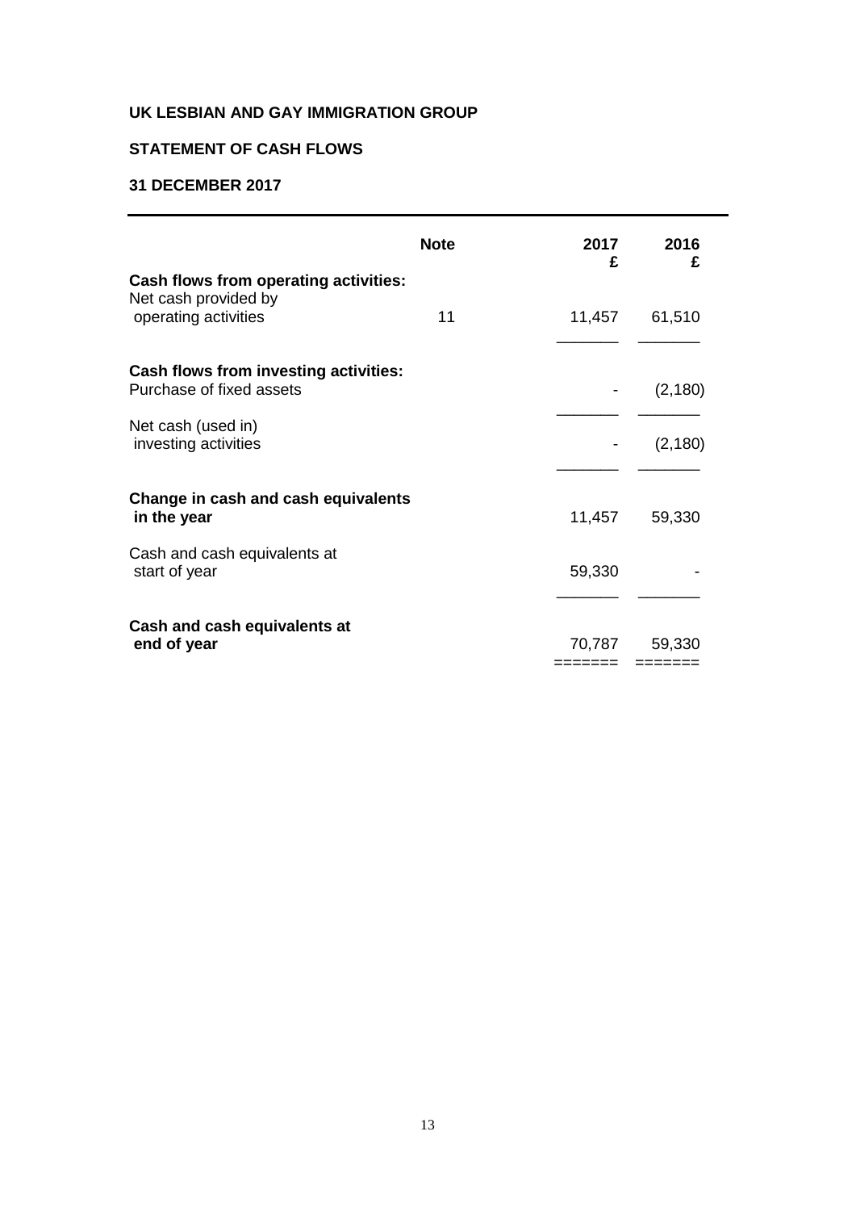**UK LESBIAN AND GAY IMMIGRATION GROUP**

**STATEMENT OF CASH FLOWS**

**31 DECEMBER 2017**

| | Note | 2017 £ | 2016 £ |
|---|---|---|---|
| **Cash flows from operating activities:** | | | |
| Net cash provided by operating activities | 11 | 11,457 | 61,510 |
| **Cash flows from investing activities:** | | | |
| Purchase of fixed assets | | - | (2,180) |
| Net cash (used in) investing activities | | - | (2,180) |
| **Change in cash and cash equivalents in the year** | | 11,457 | 59,330 |
| Cash and cash equivalents at start of year | | 59,330 | - |
| **Cash and cash equivalents at end of year** | | 70,787 | 59,330 |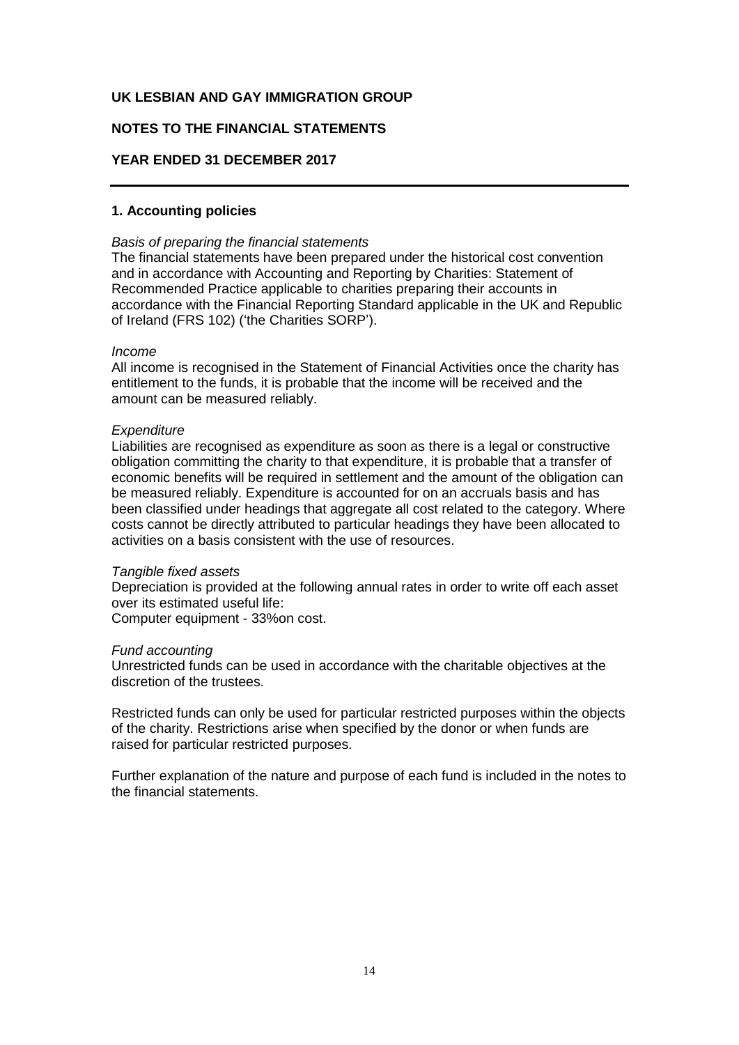**UK LESBIAN AND GAY IMMIGRATION GROUP**

**NOTES TO THE FINANCIAL STATEMENTS**

**YEAR ENDED 31 DECEMBER 2017**

---

**1. Accounting policies**

*Basis of preparing the financial statements*
The financial statements have been prepared under the historical cost convention and in accordance with Accounting and Reporting by Charities: Statement of Recommended Practice applicable to charities preparing their accounts in accordance with the Financial Reporting Standard applicable in the UK and Republic of Ireland (FRS 102) ('the Charities SORP').

*Income*
All income is recognised in the Statement of Financial Activities once the charity has entitlement to the funds, it is probable that the income will be received and the amount can be measured reliably.

*Expenditure*
Liabilities are recognised as expenditure as soon as there is a legal or constructive obligation committing the charity to that expenditure, it is probable that a transfer of economic benefits will be required in settlement and the amount of the obligation can be measured reliably. Expenditure is accounted for on an accruals basis and has been classified under headings that aggregate all cost related to the category. Where costs cannot be directly attributed to particular headings they have been allocated to activities on a basis consistent with the use of resources.

*Tangible fixed assets*
Depreciation is provided at the following annual rates in order to write off each asset over its estimated useful life:
Computer equipment - 33%on cost.

*Fund accounting*
Unrestricted funds can be used in accordance with the charitable objectives at the discretion of the trustees.

Restricted funds can only be used for particular restricted purposes within the objects of the charity. Restrictions arise when specified by the donor or when funds are raised for particular restricted purposes.

Further explanation of the nature and purpose of each fund is included in the notes to the financial statements.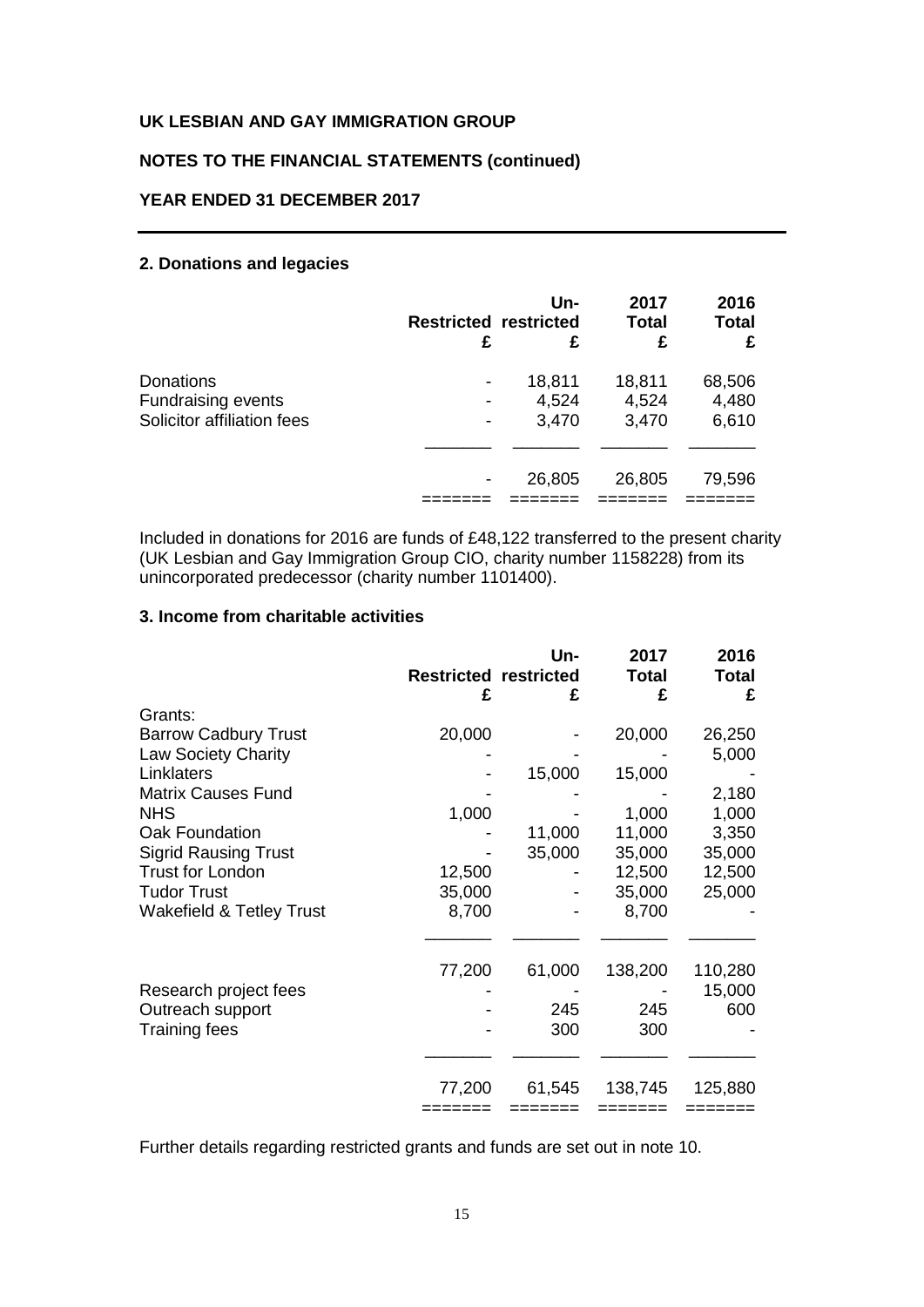**UK LESBIAN AND GAY IMMIGRATION GROUP**

**NOTES TO THE FINANCIAL STATEMENTS (continued)**

**YEAR ENDED 31 DECEMBER 2017**

## 2. Donations and legacies

| | Restricted £ | Un-restricted £ | 2017 Total £ | 2016 Total £ |
|---|---|---|---|---|
| Donations | - | 18,811 | 18,811 | 68,506 |
| Fundraising events | - | 4,524 | 4,524 | 4,480 |
| Solicitor affiliation fees | - | 3,470 | 3,470 | 6,610 |
| | - | 26,805 | 26,805 | 79,596 |

Included in donations for 2016 are funds of £48,122 transferred to the present charity (UK Lesbian and Gay Immigration Group CIO, charity number 1158228) from its unincorporated predecessor (charity number 1101400).

## 3. Income from charitable activities

| | Restricted £ | Un-restricted £ | 2017 Total £ | 2016 Total £ |
|---|---|---|---|---|
| Grants: | | | | |
| Barrow Cadbury Trust | 20,000 | - | 20,000 | 26,250 |
| Law Society Charity | - | - | - | 5,000 |
| Linklaters | - | 15,000 | 15,000 | - |
| Matrix Causes Fund | - | - | - | 2,180 |
| NHS | 1,000 | - | 1,000 | 1,000 |
| Oak Foundation | - | 11,000 | 11,000 | 3,350 |
| Sigrid Rausing Trust | - | 35,000 | 35,000 | 35,000 |
| Trust for London | 12,500 | - | 12,500 | 12,500 |
| Tudor Trust | 35,000 | - | 35,000 | 25,000 |
| Wakefield & Tetley Trust | 8,700 | - | 8,700 | - |
| | 77,200 | 61,000 | 138,200 | 110,280 |
| Research project fees | - | - | - | 15,000 |
| Outreach support | - | 245 | 245 | 600 |
| Training fees | - | 300 | 300 | - |
| | 77,200 | 61,545 | 138,745 | 125,880 |

Further details regarding restricted grants and funds are set out in note 10.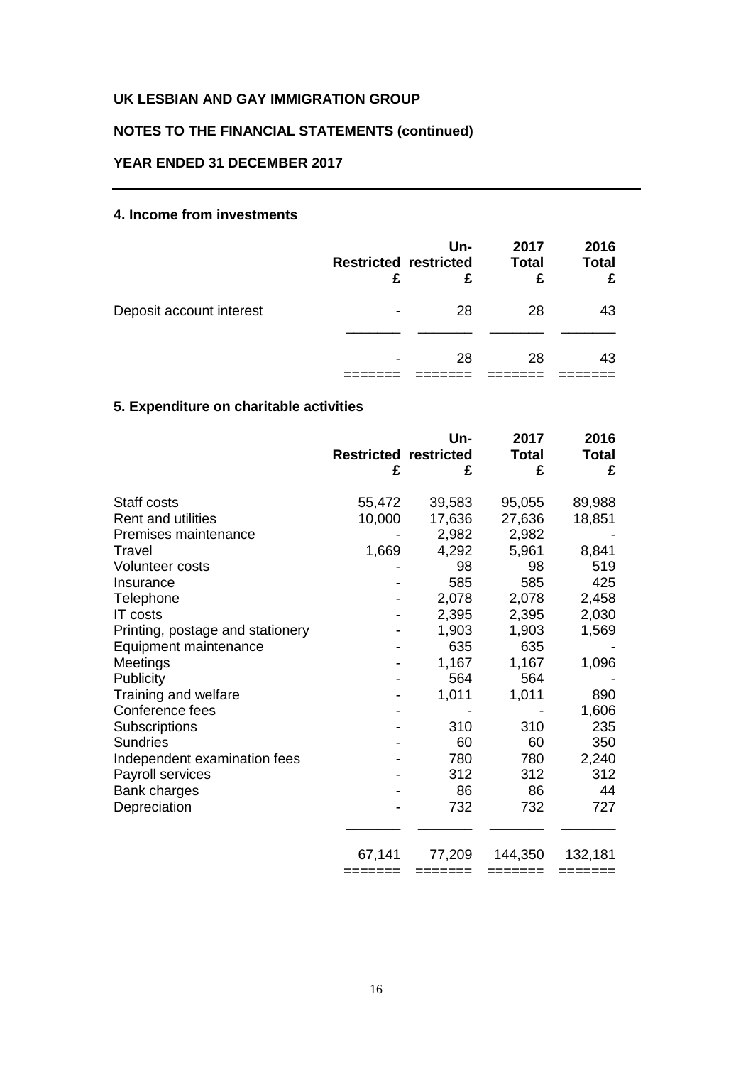**UK LESBIAN AND GAY IMMIGRATION GROUP**

**NOTES TO THE FINANCIAL STATEMENTS (continued)**

**YEAR ENDED 31 DECEMBER 2017**

## 4. Income from investments

| | Restricted £ | Un-restricted £ | 2017 Total £ | 2016 Total £ |
|---|---|---|---|---|
| Deposit account interest | - | 28 | 28 | 43 |
| | - | 28 | 28 | 43 |

## 5. Expenditure on charitable activities

| | Restricted £ | Un-restricted £ | 2017 Total £ | 2016 Total £ |
|---|---|---|---|---|
| Staff costs | 55,472 | 39,583 | 95,055 | 89,988 |
| Rent and utilities | 10,000 | 17,636 | 27,636 | 18,851 |
| Premises maintenance | - | 2,982 | 2,982 | - |
| Travel | 1,669 | 4,292 | 5,961 | 8,841 |
| Volunteer costs | - | 98 | 98 | 519 |
| Insurance | - | 585 | 585 | 425 |
| Telephone | - | 2,078 | 2,078 | 2,458 |
| IT costs | - | 2,395 | 2,395 | 2,030 |
| Printing, postage and stationery | - | 1,903 | 1,903 | 1,569 |
| Equipment maintenance | - | 635 | 635 | - |
| Meetings | - | 1,167 | 1,167 | 1,096 |
| Publicity | - | 564 | 564 | - |
| Training and welfare | - | 1,011 | 1,011 | 890 |
| Conference fees | - | - | - | 1,606 |
| Subscriptions | - | 310 | 310 | 235 |
| Sundries | - | 60 | 60 | 350 |
| Independent examination fees | - | 780 | 780 | 2,240 |
| Payroll services | - | 312 | 312 | 312 |
| Bank charges | - | 86 | 86 | 44 |
| Depreciation | - | 732 | 732 | 727 |
| | 67,141 | 77,209 | 144,350 | 132,181 |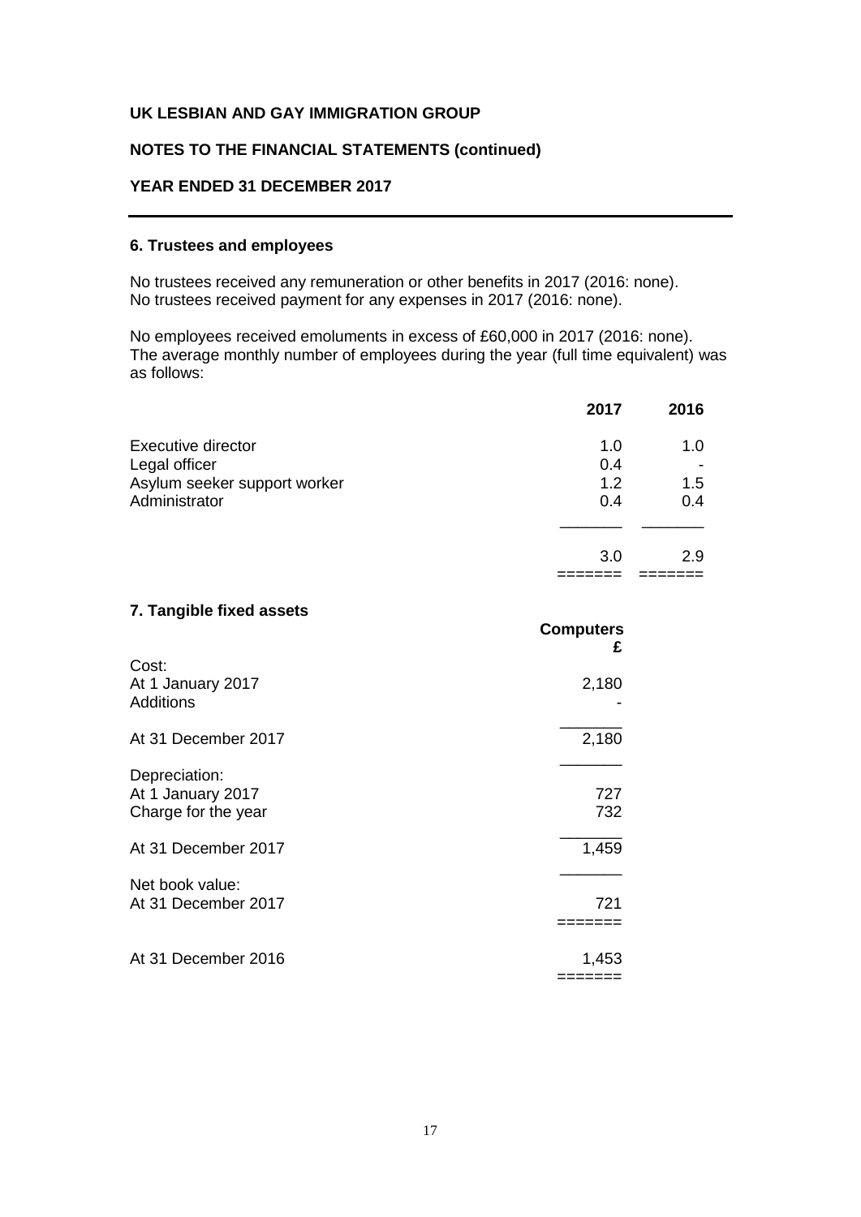**UK LESBIAN AND GAY IMMIGRATION GROUP**

**NOTES TO THE FINANCIAL STATEMENTS (continued)**

**YEAR ENDED 31 DECEMBER 2017**

### 6. Trustees and employees

No trustees received any remuneration or other benefits in 2017 (2016: none). No trustees received payment for any expenses in 2017 (2016: none).

No employees received emoluments in excess of £60,000 in 2017 (2016: none). The average monthly number of employees during the year (full time equivalent) was as follows:

| | 2017 | 2016 |
|---|---|---|
| Executive director | 1.0 | 1.0 |
| Legal officer | 0.4 | - |
| Asylum seeker support worker | 1.2 | 1.5 |
| Administrator | 0.4 | 0.4 |
| | 3.0 | 2.9 |

### 7. Tangible fixed assets

| | Computers £ |
|---|---|
| Cost: | |
| At 1 January 2017 | 2,180 |
| Additions | - |
| At 31 December 2017 | 2,180 |
| Depreciation: | |
| At 1 January 2017 | 727 |
| Charge for the year | 732 |
| At 31 December 2017 | 1,459 |
| Net book value: | |
| At 31 December 2017 | 721 |
| At 31 December 2016 | 1,453 |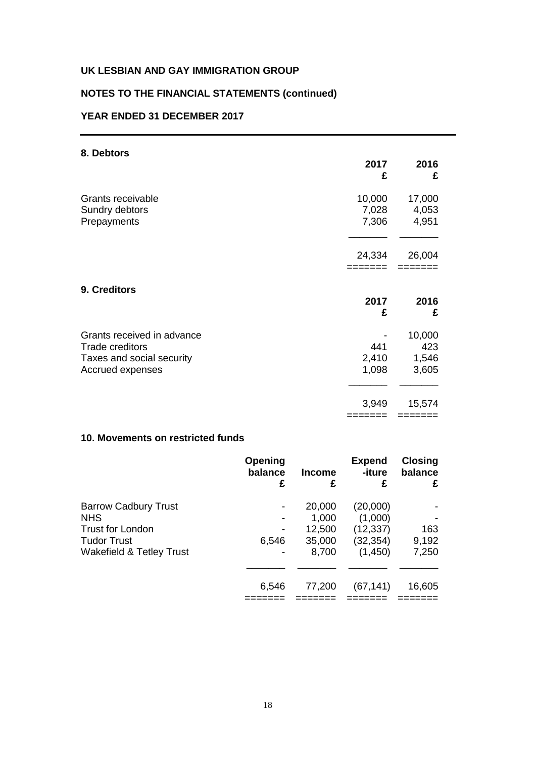**UK LESBIAN AND GAY IMMIGRATION GROUP**

**NOTES TO THE FINANCIAL STATEMENTS (continued)**

**YEAR ENDED 31 DECEMBER 2017**

## 8. Debtors

| | 2017 £ | 2016 £ |
|---|---|---|
| Grants receivable | 10,000 | 17,000 |
| Sundry debtors | 7,028 | 4,053 |
| Prepayments | 7,306 | 4,951 |
| | 24,334 | 26,004 |

## 9. Creditors

| | 2017 £ | 2016 £ |
|---|---|---|
| Grants received in advance | - | 10,000 |
| Trade creditors | 441 | 423 |
| Taxes and social security | 2,410 | 1,546 |
| Accrued expenses | 1,098 | 3,605 |
| | 3,949 | 15,574 |

## 10. Movements on restricted funds

| | Opening balance £ | Income £ | Expend -iture £ | Closing balance £ |
|---|---|---|---|---|
| Barrow Cadbury Trust | - | 20,000 | (20,000) | - |
| NHS | - | 1,000 | (1,000) | - |
| Trust for London | - | 12,500 | (12,337) | 163 |
| Tudor Trust | 6,546 | 35,000 | (32,354) | 9,192 |
| Wakefield & Tetley Trust | - | 8,700 | (1,450) | 7,250 |
| | 6,546 | 77,200 | (67,141) | 16,605 |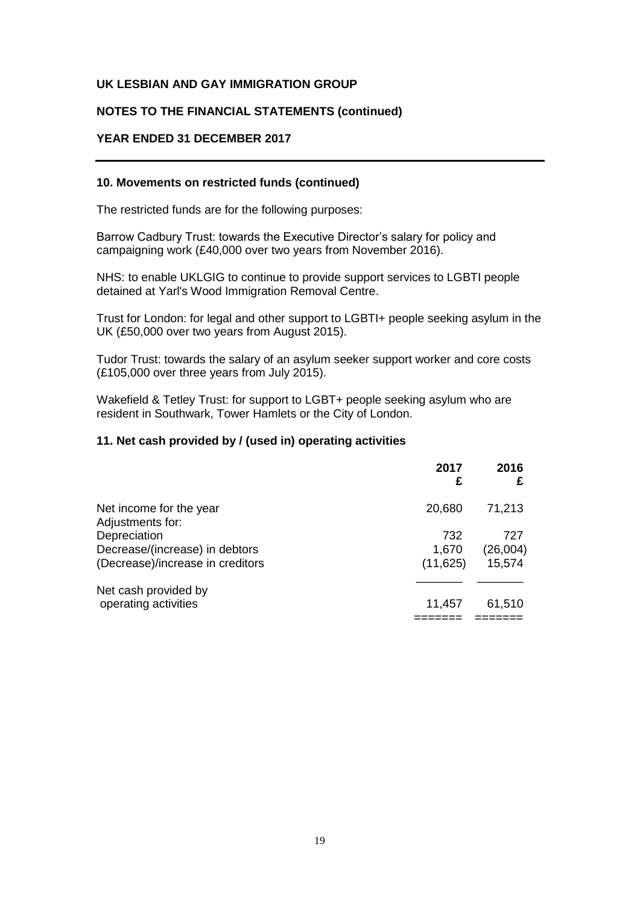**UK LESBIAN AND GAY IMMIGRATION GROUP**

**NOTES TO THE FINANCIAL STATEMENTS (continued)**

**YEAR ENDED 31 DECEMBER 2017**

### 10. Movements on restricted funds (continued)

The restricted funds are for the following purposes:

Barrow Cadbury Trust: towards the Executive Director's salary for policy and campaigning work (£40,000 over two years from November 2016).

NHS: to enable UKLGIG to continue to provide support services to LGBTI people detained at Yarl's Wood Immigration Removal Centre.

Trust for London: for legal and other support to LGBTI+ people seeking asylum in the UK (£50,000 over two years from August 2015).

Tudor Trust: towards the salary of an asylum seeker support worker and core costs (£105,000 over three years from July 2015).

Wakefield & Tetley Trust: for support to LGBT+ people seeking asylum who are resident in Southwark, Tower Hamlets or the City of London.

### 11. Net cash provided by / (used in) operating activities

| | 2017 £ | 2016 £ |
|---|---|---|
| Net income for the year | 20,680 | 71,213 |
| Adjustments for: | | |
| Depreciation | 732 | 727 |
| Decrease/(increase) in debtors | 1,670 | (26,004) |
| (Decrease)/increase in creditors | (11,625) | 15,574 |
| Net cash provided by operating activities | 11,457 | 61,510 |